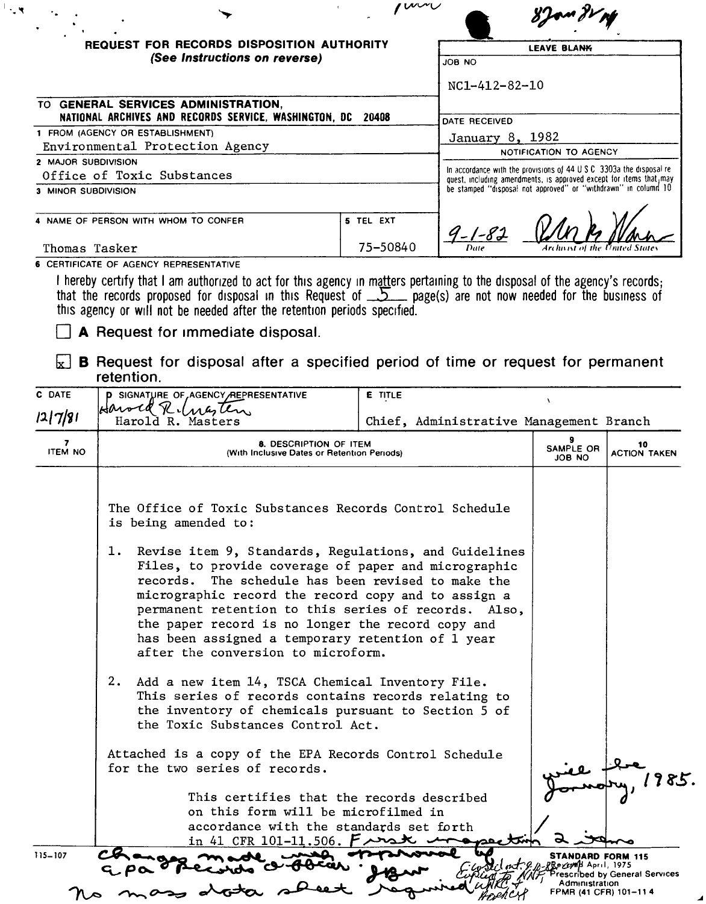8Jan82 NY

## REQUEST FOR RECORDS DISPOSITION AUTHORITY
*(See Instructions on reverse)*

| LEAVE BLANK |
|---|
| JOB NO: NC1-412-82-10 |
| DATE RECEIVED: January 8, 1982 |
| NOTIFICATION TO AGENCY: In accordance with the provisions of 44 U S C 3303a the disposal request, including amendments, is approved except for items that may be stamped "disposal not approved" or "withdrawn" in column 10 |
| 9-1-82 — Archivist of the United States |

TO **GENERAL SERVICES ADMINISTRATION, NATIONAL ARCHIVES AND RECORDS SERVICE, WASHINGTON, DC 20408**

1 FROM (AGENCY OR ESTABLISHMENT): Environmental Protection Agency

2 MAJOR SUBDIVISION: Office of Toxic Substances

3 MINOR SUBDIVISION:

4 NAME OF PERSON WITH WHOM TO CONFER: Thomas Tasker

5 TEL EXT: 75-50840

6 CERTIFICATE OF AGENCY REPRESENTATIVE

I hereby certify that I am authorized to act for this agency in matters pertaining to the disposal of the agency's records; that the records proposed for disposal in this Request of 5 page(s) are not now needed for the business of this agency or will not be needed after the retention periods specified.

☐ **A** Request for immediate disposal.

☒ **B** Request for disposal after a specified period of time or request for permanent retention.

| C DATE | D SIGNATURE OF AGENCY REPRESENTATIVE | E TITLE |
|---|---|---|
| 12/7/81 | Harold R. Masters | Chief, Administrative Management Branch |

| 7 ITEM NO | 8. DESCRIPTION OF ITEM (With Inclusive Dates or Retention Periods) | 9 SAMPLE OR JOB NO | 10 ACTION TAKEN |
|---|---|---|---|
| | The Office of Toxic Substances Records Control Schedule is being amended to:<br><br>1. Revise item 9, Standards, Regulations, and Guidelines Files, to provide coverage of paper and micrographic records. The schedule has been revised to make the micrographic record the record copy and to assign a permanent retention to this series of records. Also, the paper record is no longer the record copy and has been assigned a temporary retention of 1 year after the conversion to microform.<br><br>2. Add a new item 14, TSCA Chemical Inventory File. This series of records contains records relating to the inventory of chemicals pursuant to Section 5 of the Toxic Substances Control Act.<br><br>Attached is a copy of the EPA Records Control Schedule for the two series of records.<br><br>This certifies that the records described on this form will be microfilmed in accordance with the standards set forth in 41 CFR 101-11.506. First inspection will be January, 1985. | | |

First inspection 2 items

Changes made with approval of EPA Records officer. JBW

No mass data sheet required

Copies sent 9-3-82 to NNF, NNRC & Agency

115-107

STANDARD FORM 115
Revised April, 1975
Prescribed by General Services Administration
FPMR (41 CFR) 101-11 4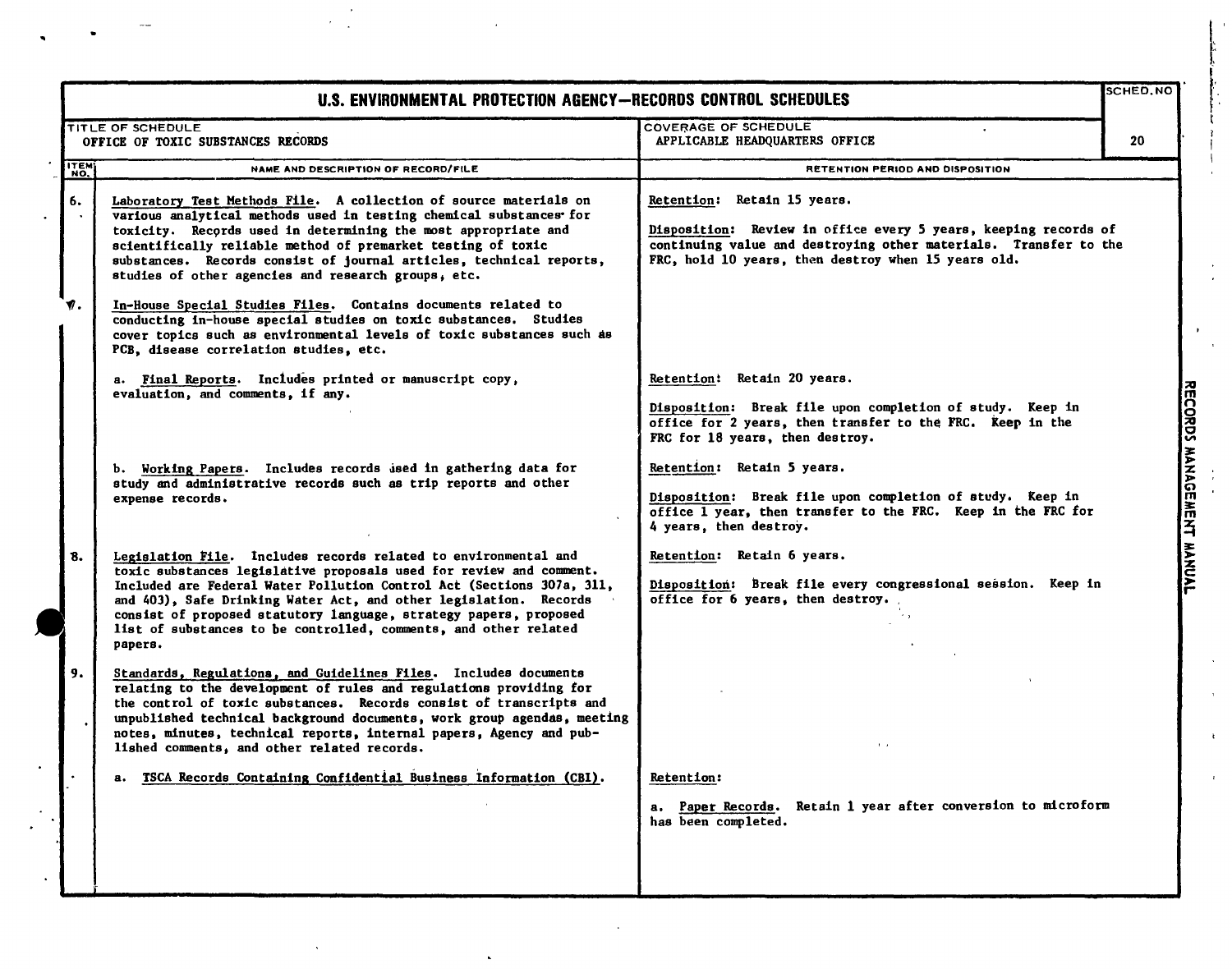# U.S. ENVIRONMENTAL PROTECTION AGENCY—RECORDS CONTROL SCHEDULES

| TITLE OF SCHEDULE | COVERAGE OF SCHEDULE | SCHED. NO |
|---|---|---|
| OFFICE OF TOXIC SUBSTANCES RECORDS | APPLICABLE HEADQUARTERS OFFICE | 20 |

| ITEM NO. | NAME AND DESCRIPTION OF RECORD/FILE | RETENTION PERIOD AND DISPOSITION |
|---|---|---|
| 6. | Laboratory Test Methods File. A collection of source materials on various analytical methods used in testing chemical substances for toxicity. Records used in determining the most appropriate and scientifically reliable method of premarket testing of toxic substances. Records consist of journal articles, technical reports, studies of other agencies and research groups, etc. | Retention: Retain 15 years.<br><br>Disposition: Review in office every 5 years, keeping records of continuing value and destroying other materials. Transfer to the FRC, hold 10 years, then destroy when 15 years old. |
| 7. | In-House Special Studies Files. Contains documents related to conducting in-house special studies on toxic substances. Studies cover topics such as environmental levels of toxic substances such as PCB, disease correlation studies, etc. | |
| | a. Final Reports. Includes printed or manuscript copy, evaluation, and comments, if any. | Retention: Retain 20 years.<br><br>Disposition: Break file upon completion of study. Keep in office for 2 years, then transfer to the FRC. Keep in the FRC for 18 years, then destroy. |
| | b. Working Papers. Includes records used in gathering data for study and administrative records such as trip reports and other expense records. | Retention: Retain 5 years.<br><br>Disposition: Break file upon completion of study. Keep in office 1 year, then transfer to the FRC. Keep in the FRC for 4 years, then destroy. |
| 8. | Legislation File. Includes records related to environmental and toxic substances legislative proposals used for review and comment. Included are Federal Water Pollution Control Act (Sections 307a, 311, and 403), Safe Drinking Water Act, and other legislation. Records consist of proposed statutory language, strategy papers, proposed list of substances to be controlled, comments, and other related papers. | Retention: Retain 6 years.<br><br>Disposition: Break file every congressional session. Keep in office for 6 years, then destroy. |
| 9. | Standards, Regulations, and Guidelines Files. Includes documents relating to the development of rules and regulations providing for the control of toxic substances. Records consist of transcripts and unpublished technical background documents, work group agendas, meeting notes, minutes, technical reports, internal papers, Agency and published comments, and other related records. | |
| | a. TSCA Records Containing Confidential Business Information (CBI). | Retention:<br><br>a. Paper Records. Retain 1 year after conversion to microform has been completed. |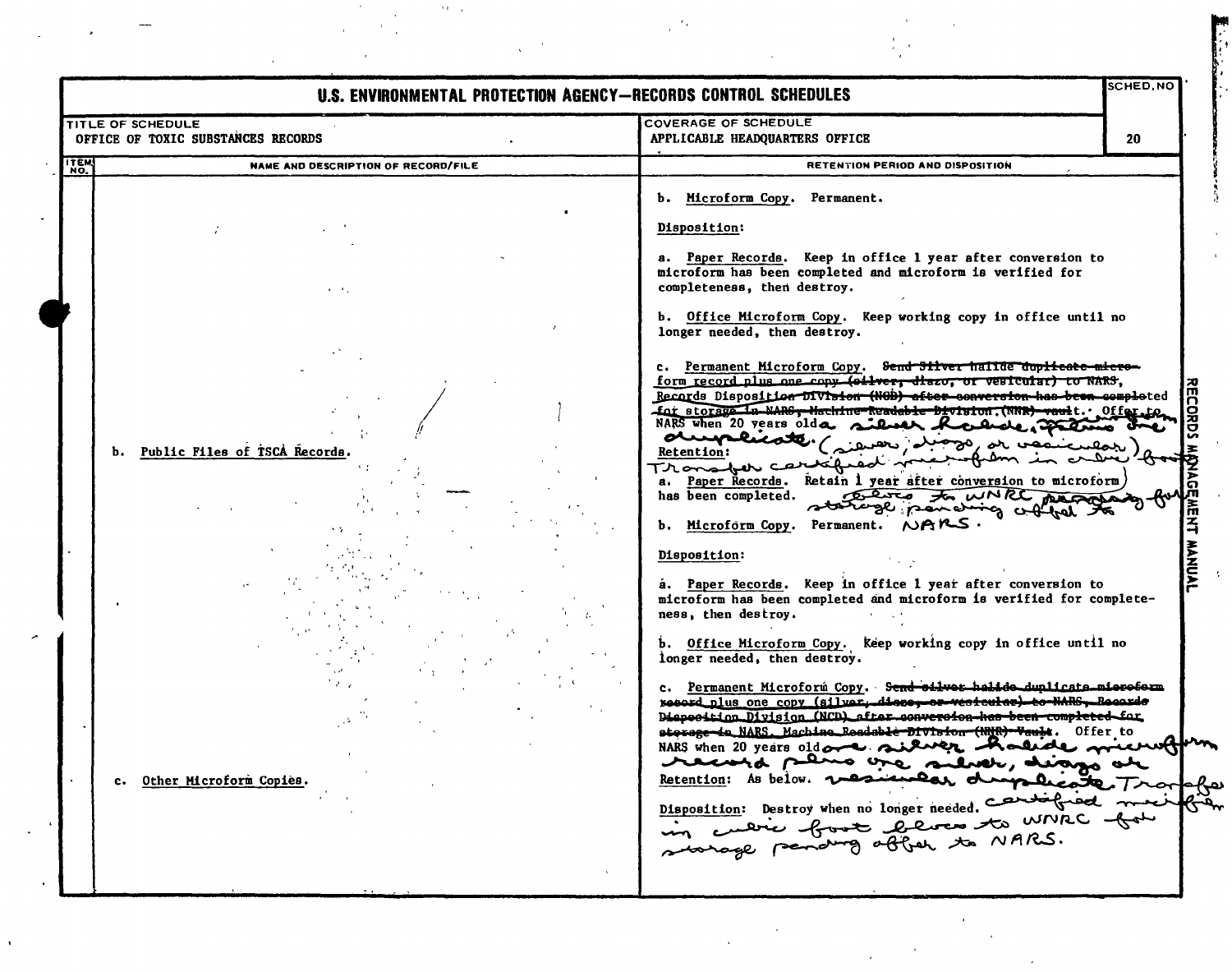# U.S. ENVIRONMENTAL PROTECTION AGENCY—RECORDS CONTROL SCHEDULES

| TITLE OF SCHEDULE | COVERAGE OF SCHEDULE | SCHED. NO |
|---|---|---|
| OFFICE OF TOXIC SUBSTANCES RECORDS | APPLICABLE HEADQUARTERS OFFICE | 20 |

| ITEM NO. | NAME AND DESCRIPTION OF RECORD/FILE | RETENTION PERIOD AND DISPOSITION |
|---|---|---|
| | | b. Microform Copy. Permanent.<br><br>Disposition:<br><br>a. Paper Records. Keep in office 1 year after conversion to microform has been completed and microform is verified for completeness, then destroy.<br><br>b. Office Microform Copy. Keep working copy in office until no longer needed, then destroy.<br><br>c. Permanent Microform Copy. ~~Send Silver halide duplicate microform record plus one copy (silver, diazo, or vesicular) to NARS, Records Disposition Division (NCD) after conversion has been completed for storage in NARS, Machine-Readable Division (NNR) vault.~~ Offer to NARS when 20 years old a silver halide, plus one duplicate (silver, diazo, or vesicular). Transfer certified microfilm in cubic foot boxes to WNRC for storage pending offer to NARS. |
| | b. Public Files of TSCA Records. | Retention:<br><br>a. Paper Records. Retain 1 year after conversion to microform has been completed.<br><br>b. Microform Copy. Permanent. NARS.<br><br>Disposition:<br><br>a. Paper Records. Keep in office 1 year after conversion to microform has been completed and microform is verified for completeness, then destroy.<br><br>b. Office Microform Copy. Keep working copy in office until no longer needed, then destroy.<br><br>c. Permanent Microform Copy. ~~Send silver halide duplicate microform record plus one copy (silver, diazo, or vesicular) to NARS, Records Disposition Division (NCD) after conversion has been completed for storage in NARS, Machine Readable Division (NNR) Vault.~~ Offer to NARS when 20 years old one silver halide microform record plus one silver, diazo or vesicular duplicate. Transfer certified microform in cubic foot boxes to WNRC for storage pending offer to NARS. |
| | c. Other Microform Copies. | Retention: As below.<br><br>Disposition: Destroy when no longer needed. |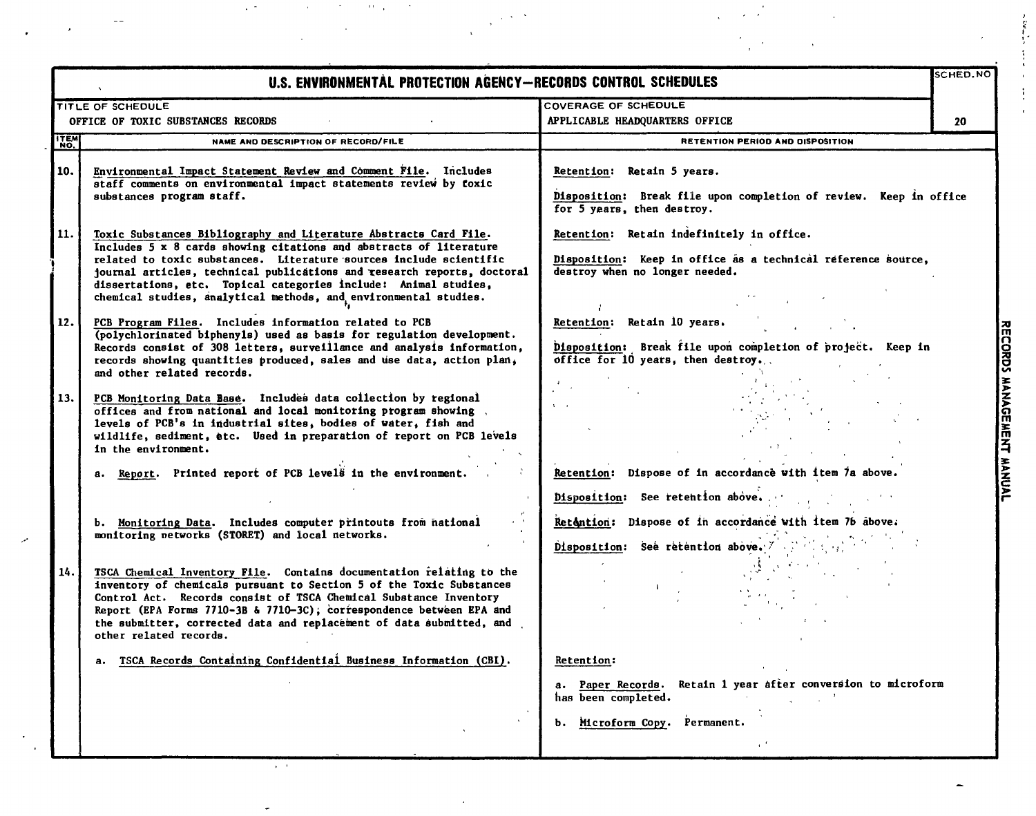# U.S. ENVIRONMENTAL PROTECTION AGENCY—RECORDS CONTROL SCHEDULES

| TITLE OF SCHEDULE | COVERAGE OF SCHEDULE | SCHED. NO |
|---|---|---|
| OFFICE OF TOXIC SUBSTANCES RECORDS | APPLICABLE HEADQUARTERS OFFICE | 20 |

| ITEM NO. | NAME AND DESCRIPTION OF RECORD/FILE | RETENTION PERIOD AND DISPOSITION |
|---|---|---|
| 10. | Environmental Impact Statement Review and Comment File. Includes staff comments on environmental impact statements review by toxic substances program staff. | Retention: Retain 5 years.<br><br>Disposition: Break file upon completion of review. Keep in office for 5 years, then destroy. |
| 11. | Toxic Substances Bibliography and Literature Abstracts Card File. Includes 5 x 8 cards showing citations and abstracts of literature related to toxic substances. Literature sources include scientific journal articles, technical publications and research reports, doctoral dissertations, etc. Topical categories include: Animal studies, chemical studies, analytical methods, and environmental studies. | Retention: Retain indefinitely in office.<br><br>Disposition: Keep in office as a technical reference source, destroy when no longer needed. |
| 12. | PCB Program Files. Includes information related to PCB (polychlorinated biphenyls) used as basis for regulation development. Records consist of 308 letters, surveillance and analysis information, records showing quantities produced, sales and use data, action plan, and other related records. | Retention: Retain 10 years.<br><br>Disposition: Break file upon completion of project. Keep in office for 10 years, then destroy. |
| 13. | PCB Monitoring Data Base. Includes data collection by regional offices and from national and local monitoring program showing levels of PCB's in industrial sites, bodies of water, fish and wildlife, sediment, etc. Used in preparation of report on PCB levels in the environment. | |
| | a. Report. Printed report of PCB levels in the environment. | Retention: Dispose of in accordance with item 7a above.<br><br>Disposition: See retention above. |
| | b. Monitoring Data. Includes computer printouts from national monitoring networks (STORET) and local networks. | Retention: Dispose of in accordance with item 7b above.<br><br>Disposition: See retention above. |
| 14. | TSCA Chemical Inventory File. Contains documentation relating to the inventory of chemicals pursuant to Section 5 of the Toxic Substances Control Act. Records consist of TSCA Chemical Substance Inventory Report (EPA Forms 7710-3B & 7710-3C), correspondence between EPA and the submitter, corrected data and replacement of data submitted, and other related records. | |
| | a. TSCA Records Containing Confidential Business Information (CBI). | Retention:<br><br>a. Paper Records. Retain 1 year after conversion to microform has been completed.<br><br>b. Microform Copy. Permanent. |

RECORDS MANAGEMENT MANUAL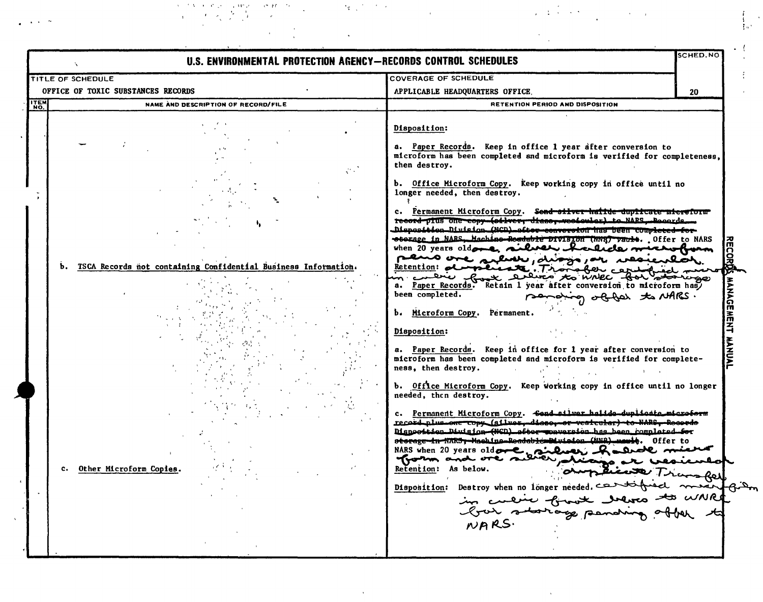# U.S. ENVIRONMENTAL PROTECTION AGENCY—RECORDS CONTROL SCHEDULES

| TITLE OF SCHEDULE | COVERAGE OF SCHEDULE | SCHED. NO |
|---|---|---|
| OFFICE OF TOXIC SUBSTANCES RECORDS | APPLICABLE HEADQUARTERS OFFICE | 20 |

| ITEM NO. | NAME AND DESCRIPTION OF RECORD/FILE | RETENTION PERIOD AND DISPOSITION |
|---|---|---|
| | | **Disposition:**<br><br>a. Paper Records. Keep in office 1 year after conversion to microform has been completed and microform is verified for completeness, then destroy.<br><br>b. Office Microform Copy. Keep working copy in office until no longer needed, then destroy.<br><br>c. Permanent Microform Copy. ~~Send silver halide duplicate microform record plus one copy (silver, diazo, vesicular) to NARS, Records Disposition Division (NCD) after conversion has been completed for storage in NARS, Machine Readable Division (NNR) vault.~~ Offer to NARS when 20 years old. one silver halide microform plus one silver, diazo, or vesicular duplicate. Transfer certified microform in cubic foot boxes to WNRC for storage pending offer to NARS. |
| | b. TSCA Records not containing Confidential Business Information. | **Retention:**<br><br>a. Paper Records. Retain 1 year after conversion to microform has been completed.<br><br>b. Microform Copy. Permanent.<br><br>**Disposition:**<br><br>a. Paper Records. Keep in office for 1 year after conversion to microform has been completed and microform is verified for completeness, then destroy.<br><br>b. Office Microform Copy. Keep working copy in office until no longer needed, then destroy.<br><br>c. Permanent Microform Copy. ~~Send silver halide duplicate microform record plus one copy (silver, diazo, or vesicular) to NARS, Records Disposition Division (NCD) after conversion has been completed for storage in NARS, Machine Readable Division (NNR) vault.~~ Offer to NARS when 20 years old. one silver halide microform and one silver, diazo or vesicular duplicate. Transfer certified microfilm in cubic foot boxes to WNRC for storage pending offer to NARS. |
| | c. Other Microform Copies. | **Retention:** As below.<br><br>**Disposition:** Destroy when no longer needed. |

RECORDS MANAGEMENT MANUAL